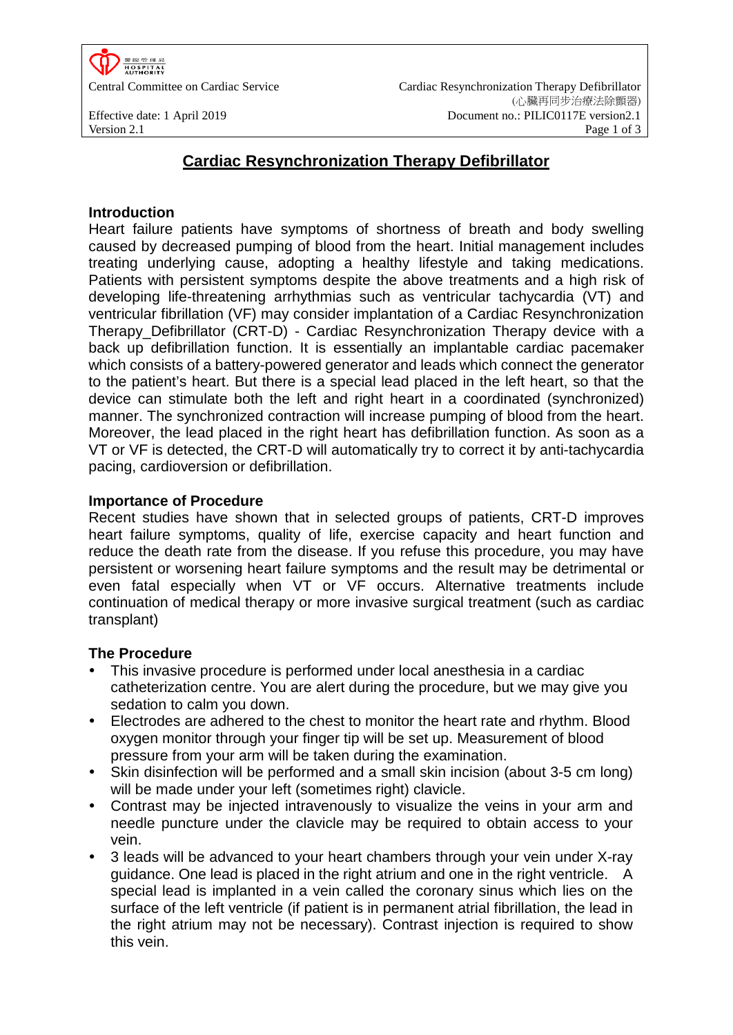# Cardiac Resynchronization Therapy Defibrillator

## Introduction

Heart failure patients have symptoms of shortness of breath and body swelling caused by decreased pumping of blood from the heart. Initial management includes treating underlying cause, adopting a healthy lifestyle and taking medications. Patients with persistent symptoms despite the above treatments and a high risk of developing life-threatening arrhythmias such as ventricular tachycardia (VT) and ventricular fibrillation (VF) may consider implantation of a Cardiac Resynchronization Therapy_Defibrillator (CRT-D) - Cardiac Resynchronization Therapy device with a back up defibrillation function. It is essentially an implantable cardiac pacemaker which consists of a battery-powered generator and leads which connect the generator to the patient's heart. But there is a special lead placed in the left heart, so that the device can stimulate both the left and right heart in a coordinated (synchronized) manner. The synchronized contraction will increase pumping of blood from the heart. Moreover, the lead placed in the right heart has defibrillation function. As soon as a VT or VF is detected, the CRT-D will automatically try to correct it by anti-tachycardia pacing, cardioversion or defibrillation.

## Importance of Procedure

Recent studies have shown that in selected groups of patients, CRT-D improves heart failure symptoms, quality of life, exercise capacity and heart function and reduce the death rate from the disease. If you refuse this procedure, you may have persistent or worsening heart failure symptoms and the result may be detrimental or even fatal especially when VT or VF occurs. Alternative treatments include continuation of medical therapy or more invasive surgical treatment (such as cardiac transplant)

## The Procedure

- This invasive procedure is performed under local anesthesia in a cardiac catheterization centre. You are alert during the procedure, but we may give you sedation to calm you down.
- Electrodes are adhered to the chest to monitor the heart rate and rhythm. Blood oxygen monitor through your finger tip will be set up. Measurement of blood pressure from your arm will be taken during the examination.
- Skin disinfection will be performed and a small skin incision (about 3-5 cm long) will be made under your left (sometimes right) clavicle.
- Contrast may be injected intravenously to visualize the veins in your arm and needle puncture under the clavicle may be required to obtain access to your vein.
- 3 leads will be advanced to your heart chambers through your vein under X-ray guidance. One lead is placed in the right atrium and one in the right ventricle. A special lead is implanted in a vein called the coronary sinus which lies on the surface of the left ventricle (if patient is in permanent atrial fibrillation, the lead in the right atrium may not be necessary). Contrast injection is required to show this vein.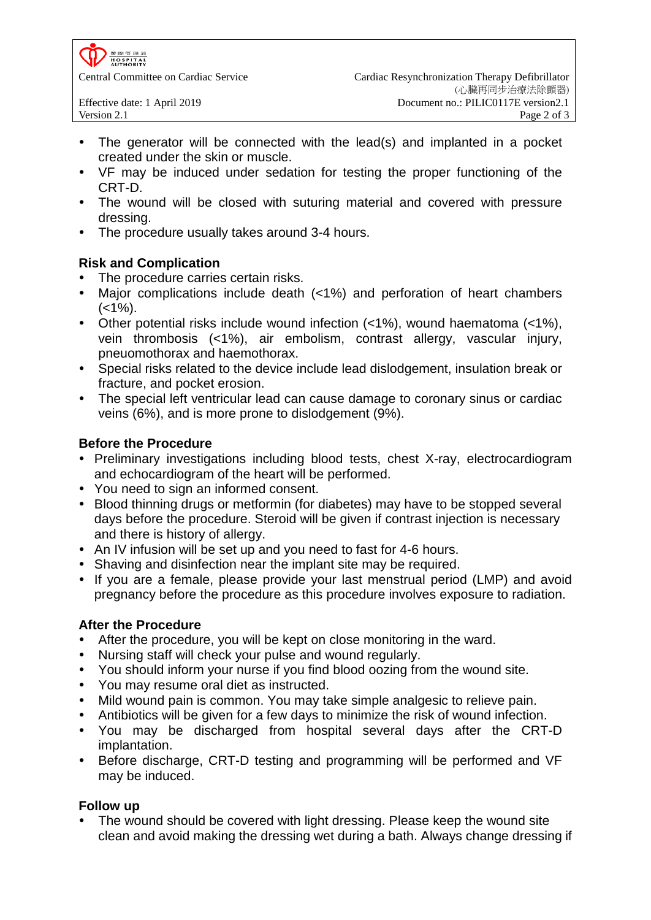- The generator will be connected with the lead(s) and implanted in a pocket created under the skin or muscle.
- VF may be induced under sedation for testing the proper functioning of the CRT-D.
- The wound will be closed with suturing material and covered with pressure dressing.
- The procedure usually takes around 3-4 hours.

## Risk and Complication

- The procedure carries certain risks.
- Major complications include death (<1%) and perforation of heart chambers (<1%).
- Other potential risks include wound infection (<1%), wound haematoma (<1%), vein thrombosis (<1%), air embolism, contrast allergy, vascular injury, pneuomothorax and haemothorax.
- Special risks related to the device include lead dislodgement, insulation break or fracture, and pocket erosion.
- The special left ventricular lead can cause damage to coronary sinus or cardiac veins (6%), and is more prone to dislodgement (9%).

## Before the Procedure

- Preliminary investigations including blood tests, chest X-ray, electrocardiogram and echocardiogram of the heart will be performed.
- You need to sign an informed consent.
- Blood thinning drugs or metformin (for diabetes) may have to be stopped several days before the procedure. Steroid will be given if contrast injection is necessary and there is history of allergy.
- An IV infusion will be set up and you need to fast for 4-6 hours.
- Shaving and disinfection near the implant site may be required.
- If you are a female, please provide your last menstrual period (LMP) and avoid pregnancy before the procedure as this procedure involves exposure to radiation.

## After the Procedure

- After the procedure, you will be kept on close monitoring in the ward.
- Nursing staff will check your pulse and wound regularly.
- You should inform your nurse if you find blood oozing from the wound site.
- You may resume oral diet as instructed.
- Mild wound pain is common. You may take simple analgesic to relieve pain.
- Antibiotics will be given for a few days to minimize the risk of wound infection.
- You may be discharged from hospital several days after the CRT-D implantation.
- Before discharge, CRT-D testing and programming will be performed and VF may be induced.

## Follow up

- The wound should be covered with light dressing. Please keep the wound site clean and avoid making the dressing wet during a bath. Always change dressing if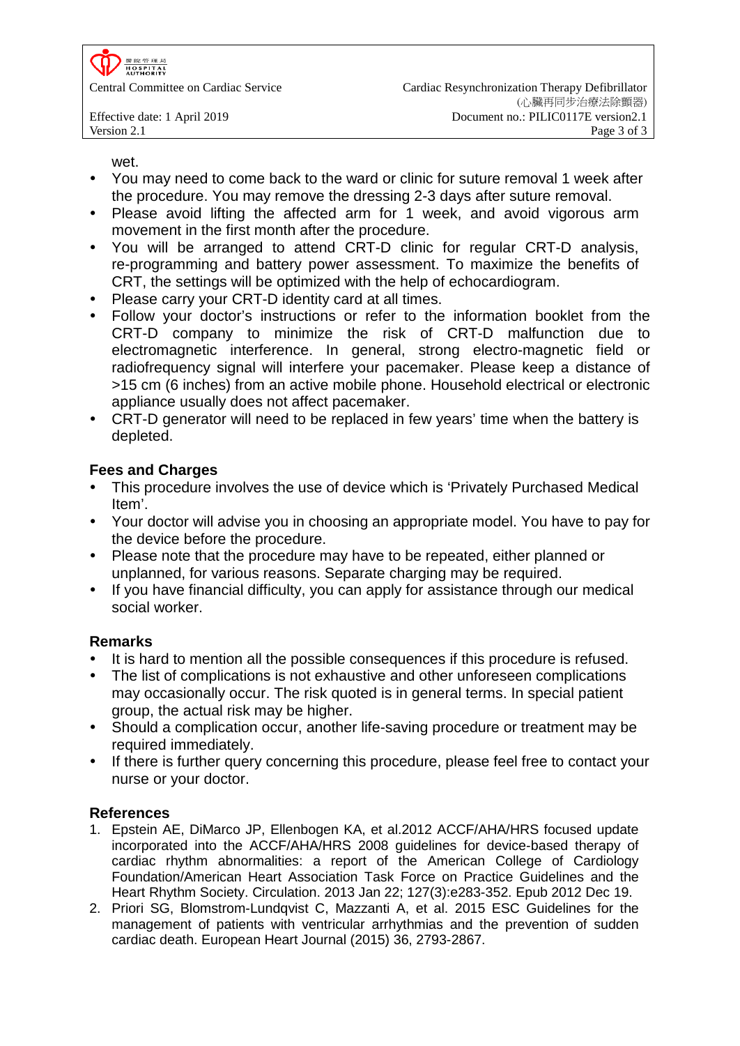wet.

- You may need to come back to the ward or clinic for suture removal 1 week after the procedure. You may remove the dressing 2-3 days after suture removal.
- Please avoid lifting the affected arm for 1 week, and avoid vigorous arm movement in the first month after the procedure.
- You will be arranged to attend CRT-D clinic for regular CRT-D analysis, re-programming and battery power assessment. To maximize the benefits of CRT, the settings will be optimized with the help of echocardiogram.
- Please carry your CRT-D identity card at all times.
- Follow your doctor's instructions or refer to the information booklet from the CRT-D company to minimize the risk of CRT-D malfunction due to electromagnetic interference. In general, strong electro-magnetic field or radiofrequency signal will interfere your pacemaker. Please keep a distance of >15 cm (6 inches) from an active mobile phone. Household electrical or electronic appliance usually does not affect pacemaker.
- CRT-D generator will need to be replaced in few years' time when the battery is depleted.

## Fees and Charges

- This procedure involves the use of device which is 'Privately Purchased Medical Item'.
- Your doctor will advise you in choosing an appropriate model. You have to pay for the device before the procedure.
- Please note that the procedure may have to be repeated, either planned or unplanned, for various reasons. Separate charging may be required.
- If you have financial difficulty, you can apply for assistance through our medical social worker.

## Remarks

- It is hard to mention all the possible consequences if this procedure is refused.
- The list of complications is not exhaustive and other unforeseen complications may occasionally occur. The risk quoted is in general terms. In special patient group, the actual risk may be higher.
- Should a complication occur, another life-saving procedure or treatment may be required immediately.
- If there is further query concerning this procedure, please feel free to contact your nurse or your doctor.

## References

1. Epstein AE, DiMarco JP, Ellenbogen KA, et al.2012 ACCF/AHA/HRS focused update incorporated into the ACCF/AHA/HRS 2008 guidelines for device-based therapy of cardiac rhythm abnormalities: a report of the American College of Cardiology Foundation/American Heart Association Task Force on Practice Guidelines and the Heart Rhythm Society. Circulation. 2013 Jan 22; 127(3):e283-352. Epub 2012 Dec 19.
2. Priori SG, Blomstrom-Lundqvist C, Mazzanti A, et al. 2015 ESC Guidelines for the management of patients with ventricular arrhythmias and the prevention of sudden cardiac death. European Heart Journal (2015) 36, 2793-2867.